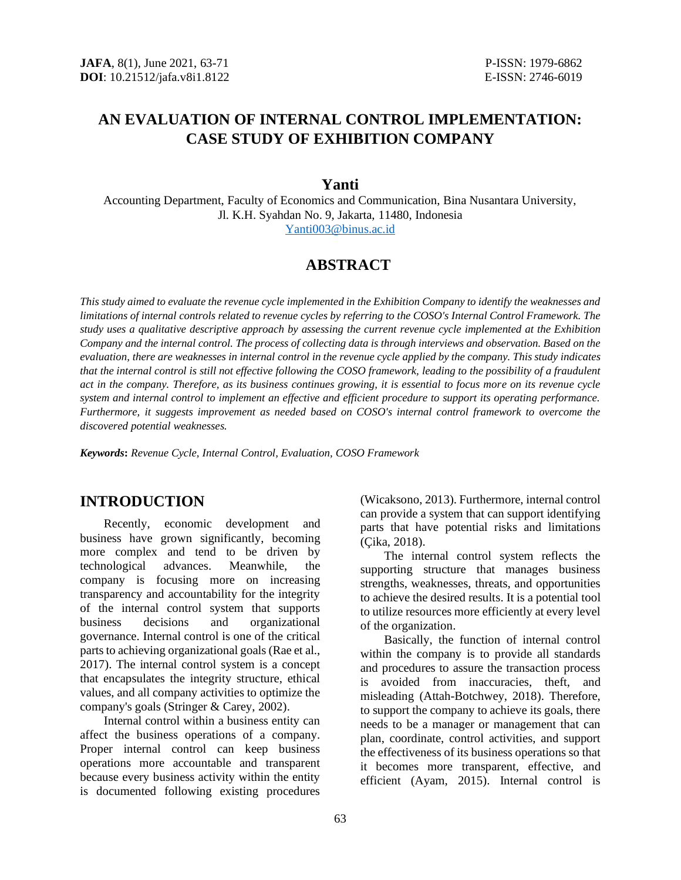# AN EVALUATION OF INTERNAL CONTROL IMPLEMENTATION: CASE STUDY OF EXHIBITION COMPANY

**Yanti**

Accounting Department, Faculty of Economics and Communication, Bina Nusantara University, Jl. K.H. Syahdan No. 9, Jakarta, 11480, Indonesia

Yanti003@binus.ac.id

## ABSTRACT

*This study aimed to evaluate the revenue cycle implemented in the Exhibition Company to identify the weaknesses and limitations of internal controls related to revenue cycles by referring to the COSO's Internal Control Framework. The study uses a qualitative descriptive approach by assessing the current revenue cycle implemented at the Exhibition Company and the internal control. The process of collecting data is through interviews and observation. Based on the evaluation, there are weaknesses in internal control in the revenue cycle applied by the company. This study indicates that the internal control is still not effective following the COSO framework, leading to the possibility of a fraudulent act in the company. Therefore, as its business continues growing, it is essential to focus more on its revenue cycle system and internal control to implement an effective and efficient procedure to support its operating performance. Furthermore, it suggests improvement as needed based on COSO's internal control framework to overcome the discovered potential weaknesses.*

***Keywords*****:** *Revenue Cycle, Internal Control, Evaluation, COSO Framework*

## INTRODUCTION

Recently, economic development and business have grown significantly, becoming more complex and tend to be driven by technological advances. Meanwhile, the company is focusing more on increasing transparency and accountability for the integrity of the internal control system that supports business decisions and organizational governance. Internal control is one of the critical parts to achieving organizational goals (Rae et al., 2017). The internal control system is a concept that encapsulates the integrity structure, ethical values, and all company activities to optimize the company's goals (Stringer & Carey, 2002).

Internal control within a business entity can affect the business operations of a company. Proper internal control can keep business operations more accountable and transparent because every business activity within the entity is documented following existing procedures (Wicaksono, 2013). Furthermore, internal control can provide a system that can support identifying parts that have potential risks and limitations (Çika, 2018).

The internal control system reflects the supporting structure that manages business strengths, weaknesses, threats, and opportunities to achieve the desired results. It is a potential tool to utilize resources more efficiently at every level of the organization.

Basically, the function of internal control within the company is to provide all standards and procedures to assure the transaction process is avoided from inaccuracies, theft, and misleading (Attah-Botchwey, 2018). Therefore, to support the company to achieve its goals, there needs to be a manager or management that can plan, coordinate, control activities, and support the effectiveness of its business operations so that it becomes more transparent, effective, and efficient (Ayam, 2015). Internal control is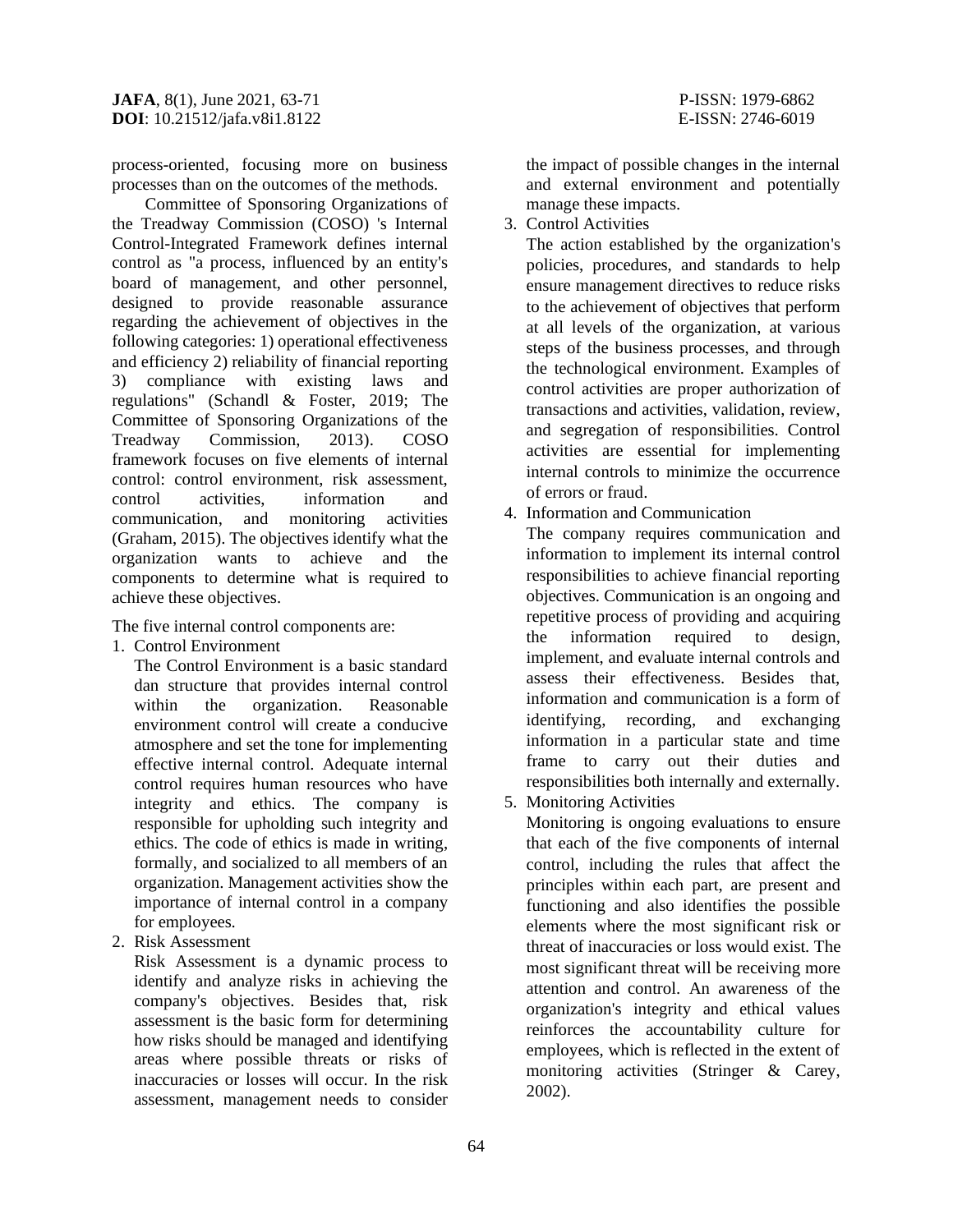process-oriented, focusing more on business processes than on the outcomes of the methods.

Committee of Sponsoring Organizations of the Treadway Commission (COSO) 's Internal Control-Integrated Framework defines internal control as "a process, influenced by an entity's board of management, and other personnel, designed to provide reasonable assurance regarding the achievement of objectives in the following categories: 1) operational effectiveness and efficiency 2) reliability of financial reporting 3) compliance with existing laws and regulations" (Schandl & Foster, 2019; The Committee of Sponsoring Organizations of the Treadway Commission, 2013). COSO framework focuses on five elements of internal control: control environment, risk assessment, control activities, information and communication, and monitoring activities (Graham, 2015). The objectives identify what the organization wants to achieve and the components to determine what is required to achieve these objectives.

The five internal control components are:

1. Control Environment

   The Control Environment is a basic standard dan structure that provides internal control within the organization. Reasonable environment control will create a conducive atmosphere and set the tone for implementing effective internal control. Adequate internal control requires human resources who have integrity and ethics. The company is responsible for upholding such integrity and ethics. The code of ethics is made in writing, formally, and socialized to all members of an organization. Management activities show the importance of internal control in a company for employees.

2. Risk Assessment

   Risk Assessment is a dynamic process to identify and analyze risks in achieving the company's objectives. Besides that, risk assessment is the basic form for determining how risks should be managed and identifying areas where possible threats or risks of inaccuracies or losses will occur. In the risk assessment, management needs to consider the impact of possible changes in the internal and external environment and potentially manage these impacts.

3. Control Activities

   The action established by the organization's policies, procedures, and standards to help ensure management directives to reduce risks to the achievement of objectives that perform at all levels of the organization, at various steps of the business processes, and through the technological environment. Examples of control activities are proper authorization of transactions and activities, validation, review, and segregation of responsibilities. Control activities are essential for implementing internal controls to minimize the occurrence of errors or fraud.

4. Information and Communication

   The company requires communication and information to implement its internal control responsibilities to achieve financial reporting objectives. Communication is an ongoing and repetitive process of providing and acquiring the information required to design, implement, and evaluate internal controls and assess their effectiveness. Besides that, information and communication is a form of identifying, recording, and exchanging information in a particular state and time frame to carry out their duties and responsibilities both internally and externally.

5. Monitoring Activities

   Monitoring is ongoing evaluations to ensure that each of the five components of internal control, including the rules that affect the principles within each part, are present and functioning and also identifies the possible elements where the most significant risk or threat of inaccuracies or loss would exist. The most significant threat will be receiving more attention and control. An awareness of the organization's integrity and ethical values reinforces the accountability culture for employees, which is reflected in the extent of monitoring activities (Stringer & Carey, 2002).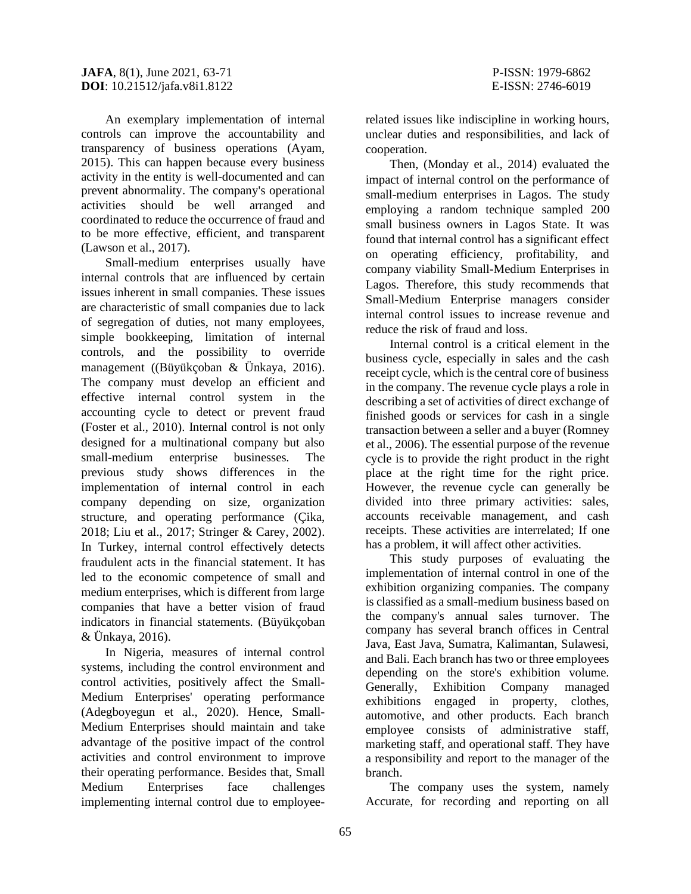An exemplary implementation of internal controls can improve the accountability and transparency of business operations (Ayam, 2015). This can happen because every business activity in the entity is well-documented and can prevent abnormality. The company's operational activities should be well arranged and coordinated to reduce the occurrence of fraud and to be more effective, efficient, and transparent (Lawson et al., 2017).

Small-medium enterprises usually have internal controls that are influenced by certain issues inherent in small companies. These issues are characteristic of small companies due to lack of segregation of duties, not many employees, simple bookkeeping, limitation of internal controls, and the possibility to override management ((Büyükçoban & Ünkaya, 2016). The company must develop an efficient and effective internal control system in the accounting cycle to detect or prevent fraud (Foster et al., 2010). Internal control is not only designed for a multinational company but also small-medium enterprise businesses. The previous study shows differences in the implementation of internal control in each company depending on size, organization structure, and operating performance (Çika, 2018; Liu et al., 2017; Stringer & Carey, 2002). In Turkey, internal control effectively detects fraudulent acts in the financial statement. It has led to the economic competence of small and medium enterprises, which is different from large companies that have a better vision of fraud indicators in financial statements. (Büyükçoban & Ünkaya, 2016).

In Nigeria, measures of internal control systems, including the control environment and control activities, positively affect the Small-Medium Enterprises' operating performance (Adegboyegun et al., 2020). Hence, Small-Medium Enterprises should maintain and take advantage of the positive impact of the control activities and control environment to improve their operating performance. Besides that, Small Medium Enterprises face challenges implementing internal control due to employee-related issues like indiscipline in working hours, unclear duties and responsibilities, and lack of cooperation.

Then, (Monday et al., 2014) evaluated the impact of internal control on the performance of small-medium enterprises in Lagos. The study employing a random technique sampled 200 small business owners in Lagos State. It was found that internal control has a significant effect on operating efficiency, profitability, and company viability Small-Medium Enterprises in Lagos. Therefore, this study recommends that Small-Medium Enterprise managers consider internal control issues to increase revenue and reduce the risk of fraud and loss.

Internal control is a critical element in the business cycle, especially in sales and the cash receipt cycle, which is the central core of business in the company. The revenue cycle plays a role in describing a set of activities of direct exchange of finished goods or services for cash in a single transaction between a seller and a buyer (Romney et al., 2006). The essential purpose of the revenue cycle is to provide the right product in the right place at the right time for the right price. However, the revenue cycle can generally be divided into three primary activities: sales, accounts receivable management, and cash receipts. These activities are interrelated; If one has a problem, it will affect other activities.

This study purposes of evaluating the implementation of internal control in one of the exhibition organizing companies. The company is classified as a small-medium business based on the company's annual sales turnover. The company has several branch offices in Central Java, East Java, Sumatra, Kalimantan, Sulawesi, and Bali. Each branch has two or three employees depending on the store's exhibition volume. Generally, Exhibition Company managed exhibitions engaged in property, clothes, automotive, and other products. Each branch employee consists of administrative staff, marketing staff, and operational staff. They have a responsibility and report to the manager of the branch.

The company uses the system, namely Accurate, for recording and reporting on all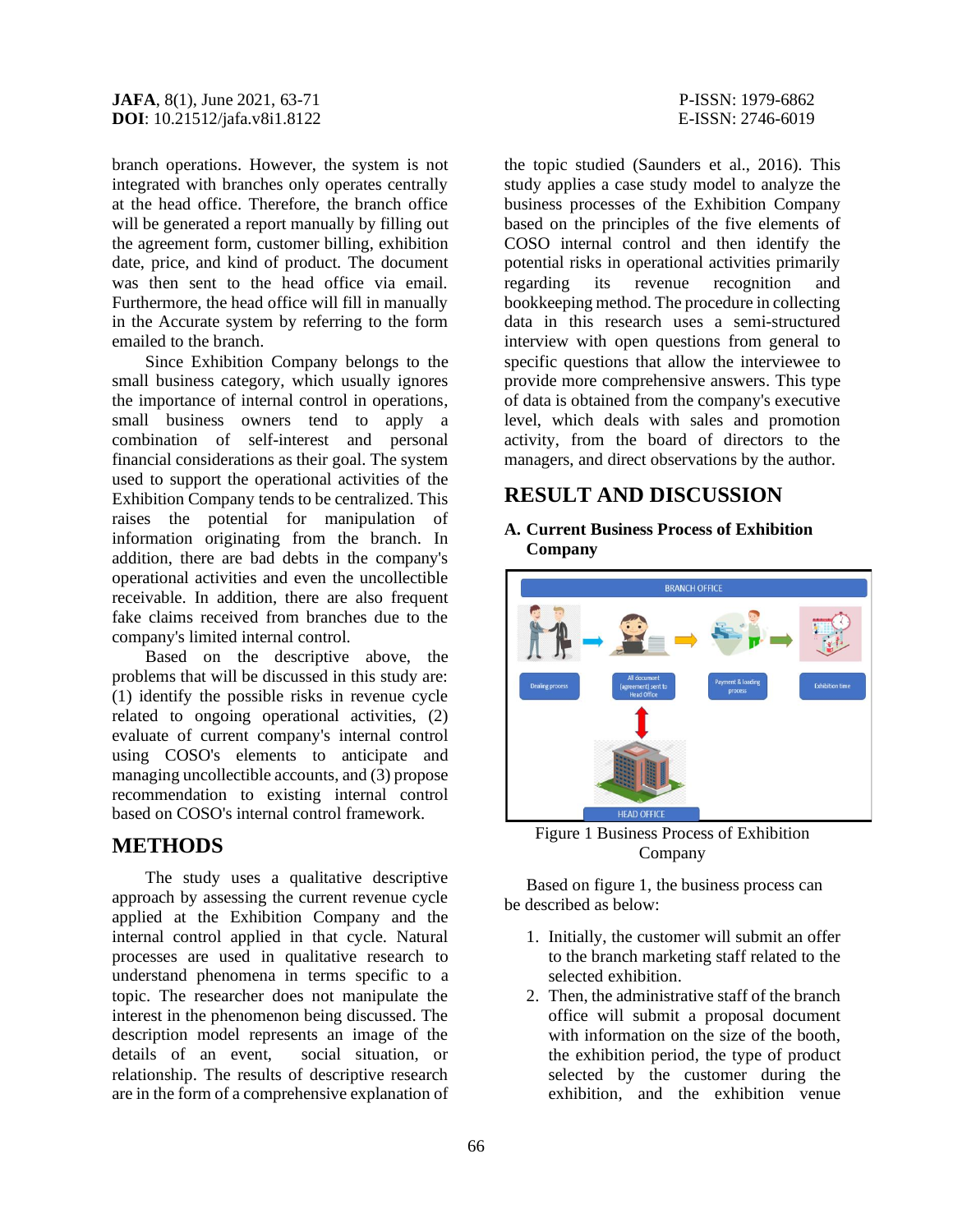branch operations. However, the system is not integrated with branches only operates centrally at the head office. Therefore, the branch office will be generated a report manually by filling out the agreement form, customer billing, exhibition date, price, and kind of product. The document was then sent to the head office via email. Furthermore, the head office will fill in manually in the Accurate system by referring to the form emailed to the branch.

Since Exhibition Company belongs to the small business category, which usually ignores the importance of internal control in operations, small business owners tend to apply a combination of self-interest and personal financial considerations as their goal. The system used to support the operational activities of the Exhibition Company tends to be centralized. This raises the potential for manipulation of information originating from the branch. In addition, there are bad debts in the company's operational activities and even the uncollectible receivable. In addition, there are also frequent fake claims received from branches due to the company's limited internal control.

Based on the descriptive above, the problems that will be discussed in this study are: (1) identify the possible risks in revenue cycle related to ongoing operational activities, (2) evaluate of current company's internal control using COSO's elements to anticipate and managing uncollectible accounts, and (3) propose recommendation to existing internal control based on COSO's internal control framework.

## METHODS

The study uses a qualitative descriptive approach by assessing the current revenue cycle applied at the Exhibition Company and the internal control applied in that cycle. Natural processes are used in qualitative research to understand phenomena in terms specific to a topic. The researcher does not manipulate the interest in the phenomenon being discussed. The description model represents an image of the details of an event, social situation, or relationship. The results of descriptive research are in the form of a comprehensive explanation of the topic studied (Saunders et al., 2016). This study applies a case study model to analyze the business processes of the Exhibition Company based on the principles of the five elements of COSO internal control and then identify the potential risks in operational activities primarily regarding its revenue recognition and bookkeeping method. The procedure in collecting data in this research uses a semi-structured interview with open questions from general to specific questions that allow the interviewee to provide more comprehensive answers. This type of data is obtained from the company's executive level, which deals with sales and promotion activity, from the board of directors to the managers, and direct observations by the author.

## RESULT AND DISCUSSION

### A. Current Business Process of Exhibition Company

Figure 1 Business Process of Exhibition Company

Based on figure 1, the business process can be described as below:

1. Initially, the customer will submit an offer to the branch marketing staff related to the selected exhibition.
2. Then, the administrative staff of the branch office will submit a proposal document with information on the size of the booth, the exhibition period, the type of product selected by the customer during the exhibition, and the exhibition venue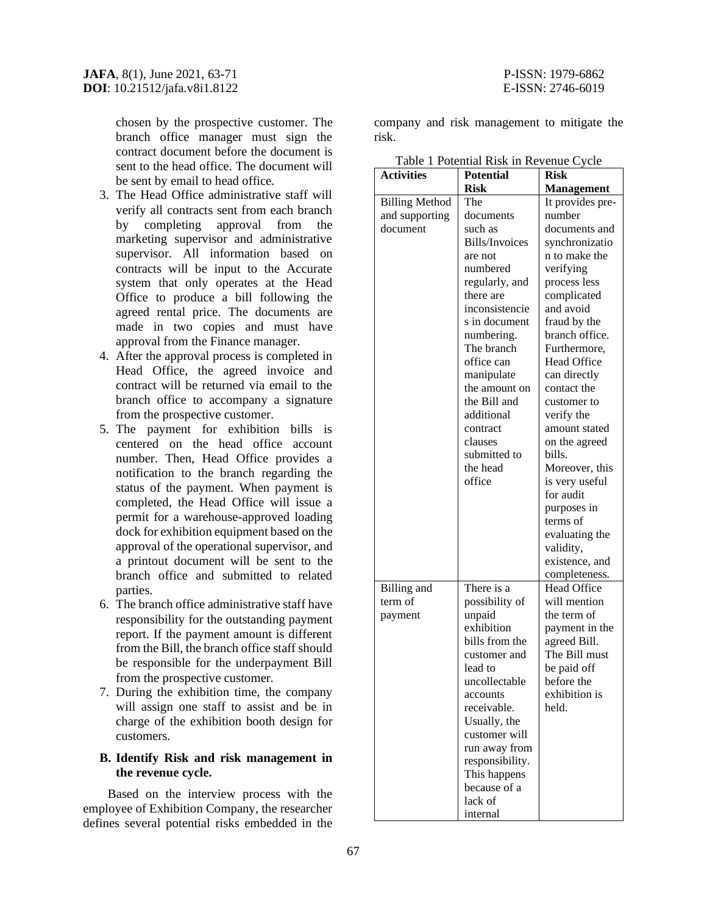chosen by the prospective customer. The branch office manager must sign the contract document before the document is sent to the head office. The document will be sent by email to head office.

3. The Head Office administrative staff will verify all contracts sent from each branch by completing approval from the marketing supervisor and administrative supervisor. All information based on contracts will be input to the Accurate system that only operates at the Head Office to produce a bill following the agreed rental price. The documents are made in two copies and must have approval from the Finance manager.
4. After the approval process is completed in Head Office, the agreed invoice and contract will be returned via email to the branch office to accompany a signature from the prospective customer.
5. The payment for exhibition bills is centered on the head office account number. Then, Head Office provides a notification to the branch regarding the status of the payment. When payment is completed, the Head Office will issue a permit for a warehouse-approved loading dock for exhibition equipment based on the approval of the operational supervisor, and a printout document will be sent to the branch office and submitted to related parties.
6. The branch office administrative staff have responsibility for the outstanding payment report. If the payment amount is different from the Bill, the branch office staff should be responsible for the underpayment Bill from the prospective customer.
7. During the exhibition time, the company will assign one staff to assist and be in charge of the exhibition booth design for customers.

### B. Identify Risk and risk management in the revenue cycle.

Based on the interview process with the employee of Exhibition Company, the researcher defines several potential risks embedded in the company and risk management to mitigate the risk.

Table 1 Potential Risk in Revenue Cycle

| Activities | Potential Risk | Risk Management |
|---|---|---|
| Billing Method and supporting document | The documents such as Bills/Invoices are not numbered regularly, and there are inconsistencies in document numbering. The branch office can manipulate the amount on the Bill and additional contract clauses submitted to the head office | It provides pre-number documents and synchronization to make the verifying process less complicated and avoid fraud by the branch office. Furthermore, Head Office can directly contact the customer to verify the amount stated on the agreed bills. Moreover, this is very useful for audit purposes in terms of evaluating the validity, existence, and completeness. |
| Billing and term of payment | There is a possibility of unpaid exhibition bills from the customer and lead to uncollectable accounts receivable. Usually, the customer will run away from responsibility. This happens because of a lack of internal | Head Office will mention the term of payment in the agreed Bill. The Bill must be paid off before the exhibition is held. |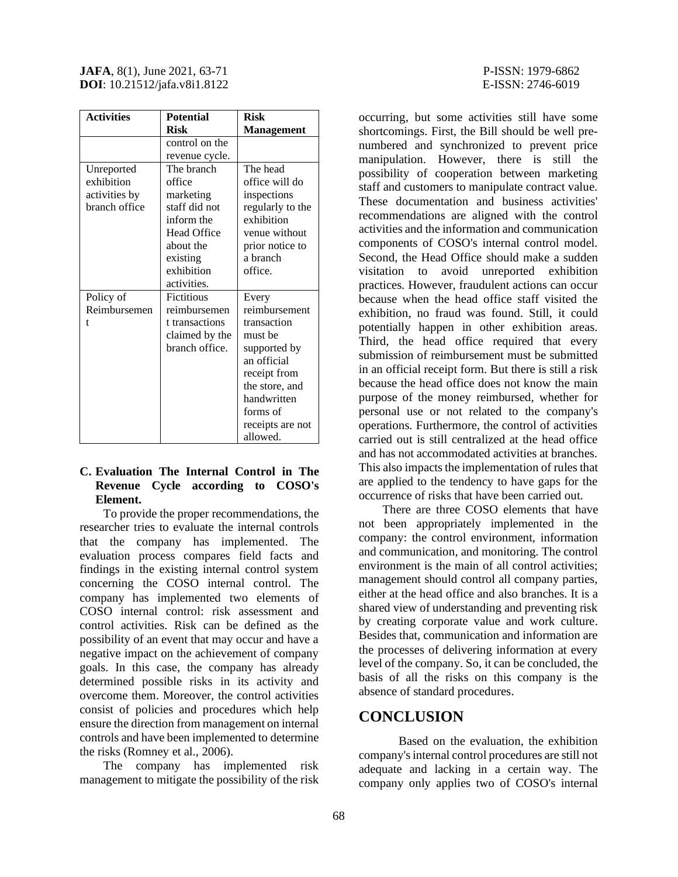| Activities | Potential Risk | Risk Management |
|---|---|---|
| | control on the revenue cycle. | |
| Unreported exhibition activities by branch office | The branch office marketing staff did not inform the Head Office about the existing exhibition activities. | The head office will do inspections regularly to the exhibition venue without prior notice to a branch office. |
| Policy of Reimbursement | Fictitious reimbursement transactions claimed by the branch office. | Every reimbursement transaction must be supported by an official receipt from the store, and handwritten forms of receipts are not allowed. |

### C. Evaluation The Internal Control in The Revenue Cycle according to COSO's Element.

To provide the proper recommendations, the researcher tries to evaluate the internal controls that the company has implemented. The evaluation process compares field facts and findings in the existing internal control system concerning the COSO internal control. The company has implemented two elements of COSO internal control: risk assessment and control activities. Risk can be defined as the possibility of an event that may occur and have a negative impact on the achievement of company goals. In this case, the company has already determined possible risks in its activity and overcome them. Moreover, the control activities consist of policies and procedures which help ensure the direction from management on internal controls and have been implemented to determine the risks (Romney et al., 2006).

The company has implemented risk management to mitigate the possibility of the risk occurring, but some activities still have some shortcomings. First, the Bill should be well pre-numbered and synchronized to prevent price manipulation. However, there is still the possibility of cooperation between marketing staff and customers to manipulate contract value. These documentation and business activities' recommendations are aligned with the control activities and the information and communication components of COSO's internal control model. Second, the Head Office should make a sudden visitation to avoid unreported exhibition practices. However, fraudulent actions can occur because when the head office staff visited the exhibition, no fraud was found. Still, it could potentially happen in other exhibition areas. Third, the head office required that every submission of reimbursement must be submitted in an official receipt form. But there is still a risk because the head office does not know the main purpose of the money reimbursed, whether for personal use or not related to the company's operations. Furthermore, the control of activities carried out is still centralized at the head office and has not accommodated activities at branches. This also impacts the implementation of rules that are applied to the tendency to have gaps for the occurrence of risks that have been carried out.

There are three COSO elements that have not been appropriately implemented in the company: the control environment, information and communication, and monitoring. The control environment is the main of all control activities; management should control all company parties, either at the head office and also branches. It is a shared view of understanding and preventing risk by creating corporate value and work culture. Besides that, communication and information are the processes of delivering information at every level of the company. So, it can be concluded, the basis of all the risks on this company is the absence of standard procedures.

## CONCLUSION

Based on the evaluation, the exhibition company's internal control procedures are still not adequate and lacking in a certain way. The company only applies two of COSO's internal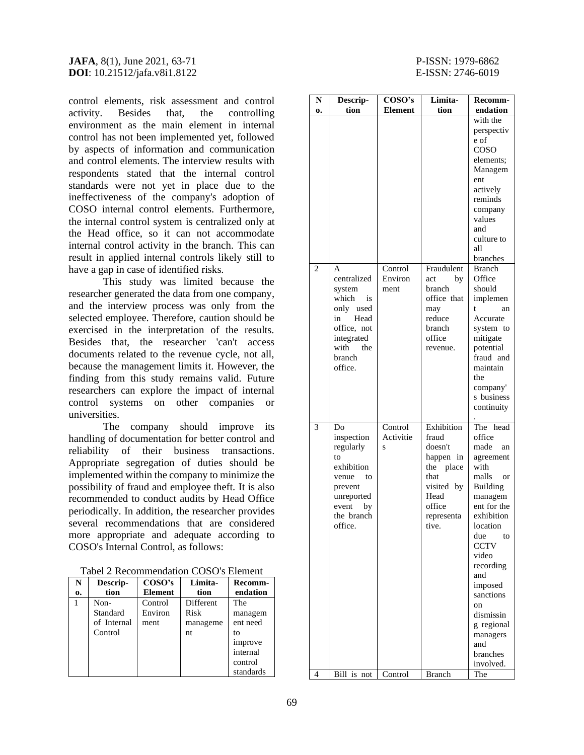control elements, risk assessment and control activity. Besides that, the controlling environment as the main element in internal control has not been implemented yet, followed by aspects of information and communication and control elements. The interview results with respondents stated that the internal control standards were not yet in place due to the ineffectiveness of the company's adoption of COSO internal control elements. Furthermore, the internal control system is centralized only at the Head office, so it can not accommodate internal control activity in the branch. This can result in applied internal controls likely still to have a gap in case of identified risks.

This study was limited because the researcher generated the data from one company, and the interview process was only from the selected employee. Therefore, caution should be exercised in the interpretation of the results. Besides that, the researcher 'can't access documents related to the revenue cycle, not all, because the management limits it. However, the finding from this study remains valid. Future researchers can explore the impact of internal control systems on other companies or universities.

The company should improve its handling of documentation for better control and reliability of their business transactions. Appropriate segregation of duties should be implemented within the company to minimize the possibility of fraud and employee theft. It is also recommended to conduct audits by Head Office periodically. In addition, the researcher provides several recommendations that are considered more appropriate and adequate according to COSO's Internal Control, as follows:

Tabel 2 Recommendation COSO's Element

| No. | Description | COSO's Element | Limitation | Recommendation |
|---|---|---|---|---|
| 1 | Non-Standard of Internal Control | Control Environment | Different Risk management | The management need to improve internal control standards with the perspective of COSO elements; Management actively reminds company values and culture to all branches |
| 2 | A centralized system which is only used in Head office, not integrated with the branch office. | Control Environment | Fraudulent act by branch office that may reduce branch office revenue. | Branch Office should implement an Accurate system to mitigate potential fraud and maintain the company's business continuity. |
| 3 | Do inspection regularly to exhibition venue to prevent unreported event by the branch office. | Control Activities | Exhibition fraud doesn't happen in the place that visited by Head office representative. | The head office made an agreement with malls or Building management for the exhibition location due to CCTV video recording and imposed sanctions on dismissing regional managers and branches involved. |
| 4 | Bill is not | Control | Branch | The |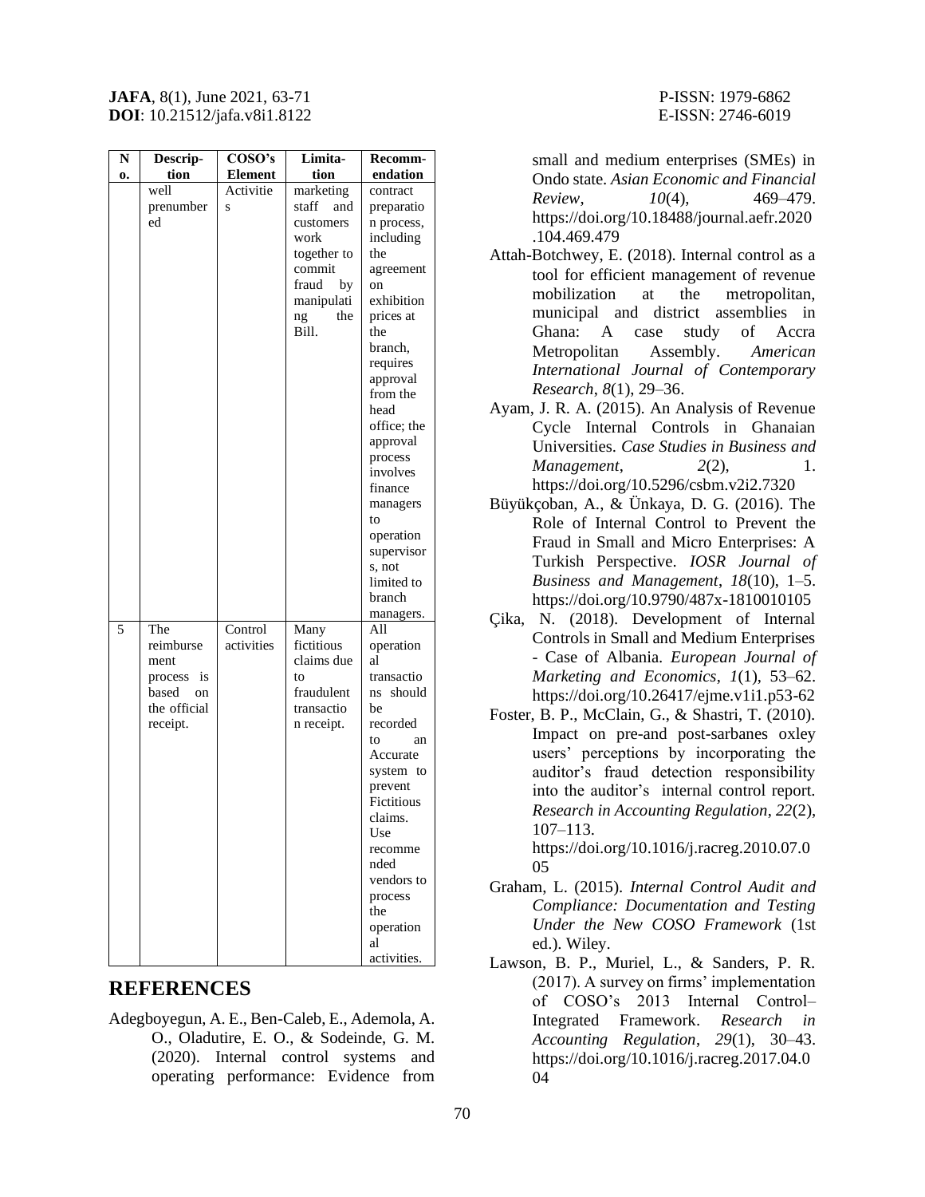| No. | Description | COSO's Element | Limitation | Recommendation |
|---|---|---|---|---|
| | well prenumbered | Activities | marketing staff and customers work together to commit fraud by manipulating the Bill. | contract preparation process, including the agreement on exhibition prices at the branch, requires approval from the head office; the approval process involves finance managers to operation supervisors, not limited to branch managers. |
| 5 | The reimbursement process is based on the official receipt. | Control activities | Many fictitious claims due to fraudulent transaction receipt. | All operational transactions should be recorded to an Accurate system to prevent Fictitious claims. Use recommended vendors to process the operational activities. |

## REFERENCES

Adegboyegun, A. E., Ben-Caleb, E., Ademola, A. O., Oladutire, E. O., & Sodeinde, G. M. (2020). Internal control systems and operating performance: Evidence from small and medium enterprises (SMEs) in Ondo state. *Asian Economic and Financial Review*, *10*(4), 469–479. https://doi.org/10.18488/journal.aefr.2020.104.469.479

Attah-Botchwey, E. (2018). Internal control as a tool for efficient management of revenue mobilization at the metropolitan, municipal and district assemblies in Ghana: A case study of Accra Metropolitan Assembly. *American International Journal of Contemporary Research*, *8*(1), 29–36.

Ayam, J. R. A. (2015). An Analysis of Revenue Cycle Internal Controls in Ghanaian Universities. *Case Studies in Business and Management*, *2*(2), 1. https://doi.org/10.5296/csbm.v2i2.7320

Büyükçoban, A., & Ünkaya, D. G. (2016). The Role of Internal Control to Prevent the Fraud in Small and Micro Enterprises: A Turkish Perspective. *IOSR Journal of Business and Management*, *18*(10), 1–5. https://doi.org/10.9790/487x-1810010105

Çika, N. (2018). Development of Internal Controls in Small and Medium Enterprises - Case of Albania. *European Journal of Marketing and Economics*, *1*(1), 53–62. https://doi.org/10.26417/ejme.v1i1.p53-62

Foster, B. P., McClain, G., & Shastri, T. (2010). Impact on pre-and post-sarbanes oxley users' perceptions by incorporating the auditor's fraud detection responsibility into the auditor's internal control report. *Research in Accounting Regulation*, *22*(2), 107–113. https://doi.org/10.1016/j.racreg.2010.07.005

Graham, L. (2015). *Internal Control Audit and Compliance: Documentation and Testing Under the New COSO Framework* (1st ed.). Wiley.

Lawson, B. P., Muriel, L., & Sanders, P. R. (2017). A survey on firms' implementation of COSO's 2013 Internal Control–Integrated Framework. *Research in Accounting Regulation*, *29*(1), 30–43. https://doi.org/10.1016/j.racreg.2017.04.004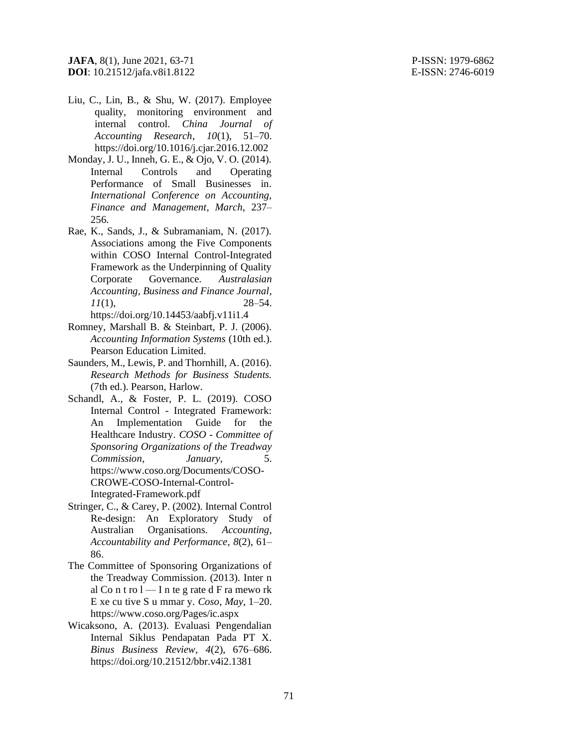Liu, C., Lin, B., & Shu, W. (2017). Employee quality, monitoring environment and internal control. *China Journal of Accounting Research*, *10*(1), 51–70. https://doi.org/10.1016/j.cjar.2016.12.002

Monday, J. U., Inneh, G. E., & Ojo, V. O. (2014). Internal Controls and Operating Performance of Small Businesses in. *International Conference on Accounting, Finance and Management*, *March*, 237–256.

Rae, K., Sands, J., & Subramaniam, N. (2017). Associations among the Five Components within COSO Internal Control-Integrated Framework as the Underpinning of Quality Corporate Governance. *Australasian Accounting, Business and Finance Journal*, *11*(1), 28–54. https://doi.org/10.14453/aabfj.v11i1.4

Romney, Marshall B. & Steinbart, P. J. (2006). *Accounting Information Systems* (10th ed.). Pearson Education Limited.

Saunders, M., Lewis, P. and Thornhill, A. (2016). *Research Methods for Business Students.* (7th ed.). Pearson, Harlow.

Schandl, A., & Foster, P. L. (2019). COSO Internal Control - Integrated Framework: An Implementation Guide for the Healthcare Industry. *COSO - Committee of Sponsoring Organizations of the Treadway Commission*, *January*, 5. https://www.coso.org/Documents/COSO-CROWE-COSO-Internal-Control-Integrated-Framework.pdf

Stringer, C., & Carey, P. (2002). Internal Control Re-design: An Exploratory Study of Australian Organisations. *Accounting, Accountability and Performance*, *8*(2), 61–86.

The Committee of Sponsoring Organizations of the Treadway Commission. (2013). Inter n al Co n t ro l — I n te g rate d F ra mewo rk E xe cu tive S u mmar y. *Coso*, *May*, 1–20. https://www.coso.org/Pages/ic.aspx

Wicaksono, A. (2013). Evaluasi Pengendalian Internal Siklus Pendapatan Pada PT X. *Binus Business Review*, *4*(2), 676–686. https://doi.org/10.21512/bbr.v4i2.1381